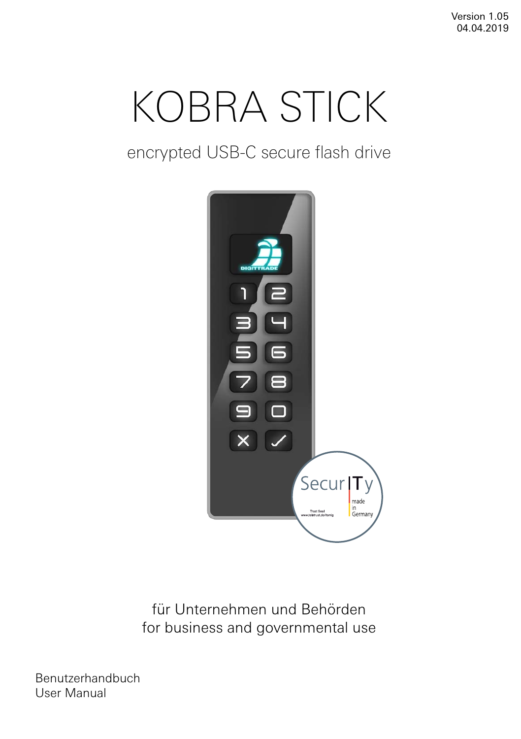Version 1.05
04.04.2019

# KOBRA STICK

encrypted USB-C secure flash drive

für Unternehmen und Behörden
for business and governmental use

Benutzerhandbuch
User Manual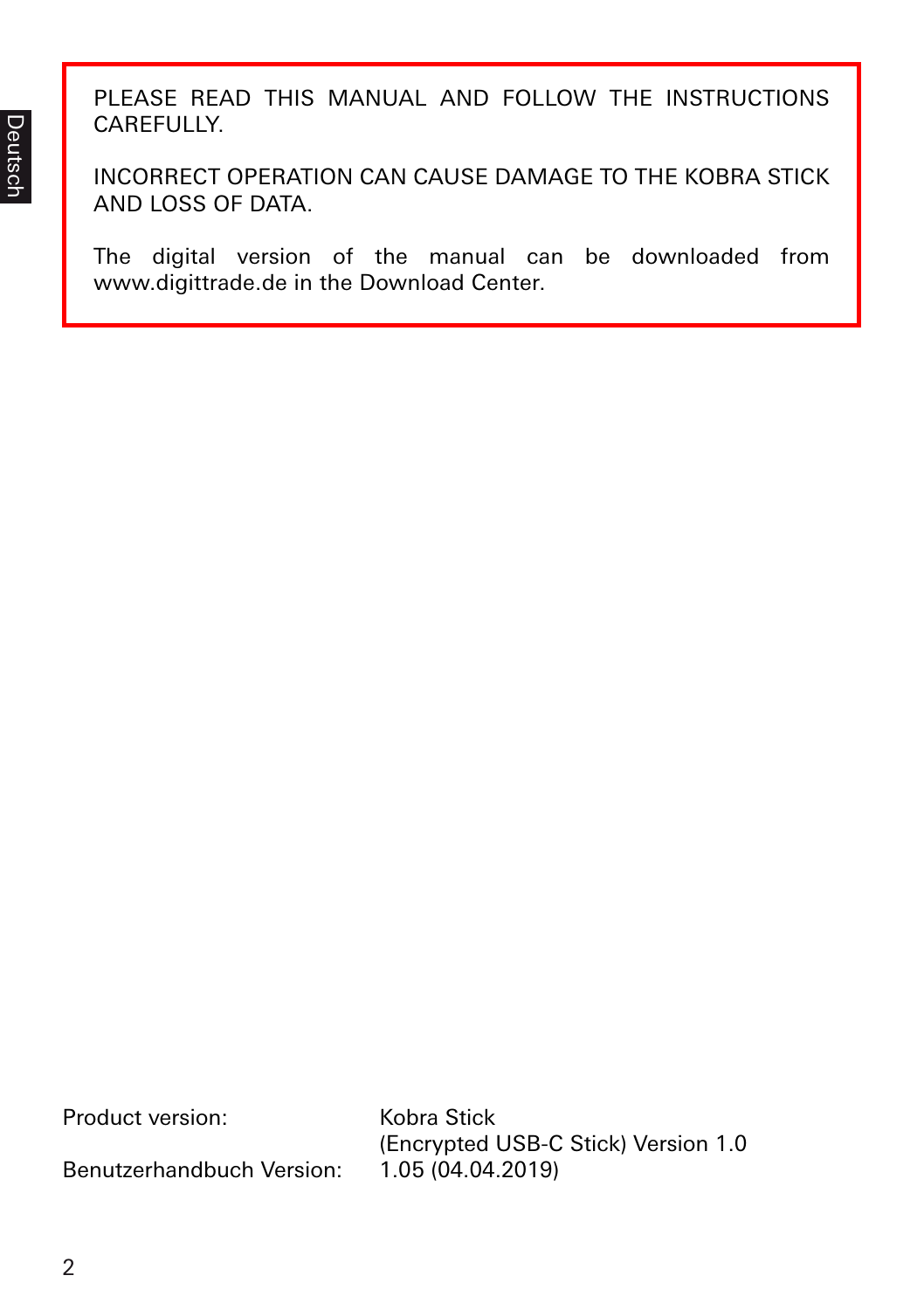PLEASE READ THIS MANUAL AND FOLLOW THE INSTRUCTIONS CAREFULLY.

INCORRECT OPERATION CAN CAUSE DAMAGE TO THE KOBRA STICK AND LOSS OF DATA.

The digital version of the manual can be downloaded from www.digittrade.de in the Download Center.

| | |
|---|---|
| Product version: | Kobra Stick (Encrypted USB-C Stick) Version 1.0 |
| Benutzerhandbuch Version: | 1.05 (04.04.2019) |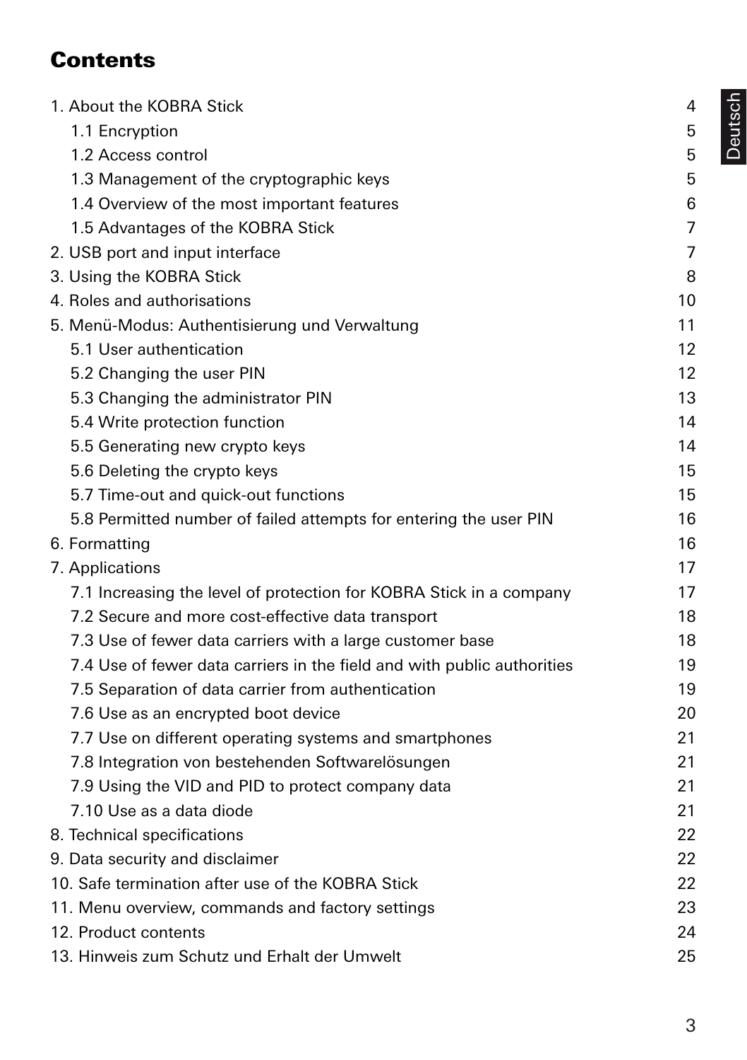# Contents

| | |
|---|---|
| 1. About the KOBRA Stick | 4 |
| 1.1 Encryption | 5 |
| 1.2 Access control | 5 |
| 1.3 Management of the cryptographic keys | 5 |
| 1.4 Overview of the most important features | 6 |
| 1.5 Advantages of the KOBRA Stick | 7 |
| 2. USB port and input interface | 7 |
| 3. Using the KOBRA Stick | 8 |
| 4. Roles and authorisations | 10 |
| 5. Menü-Modus: Authentisierung und Verwaltung | 11 |
| 5.1 User authentication | 12 |
| 5.2 Changing the user PIN | 12 |
| 5.3 Changing the administrator PIN | 13 |
| 5.4 Write protection function | 14 |
| 5.5 Generating new crypto keys | 14 |
| 5.6 Deleting the crypto keys | 15 |
| 5.7 Time-out and quick-out functions | 15 |
| 5.8 Permitted number of failed attempts for entering the user PIN | 16 |
| 6. Formatting | 16 |
| 7. Applications | 17 |
| 7.1 Increasing the level of protection for KOBRA Stick in a company | 17 |
| 7.2 Secure and more cost-effective data transport | 18 |
| 7.3 Use of fewer data carriers with a large customer base | 18 |
| 7.4 Use of fewer data carriers in the field and with public authorities | 19 |
| 7.5 Separation of data carrier from authentication | 19 |
| 7.6 Use as an encrypted boot device | 20 |
| 7.7 Use on different operating systems and smartphones | 21 |
| 7.8 Integration von bestehenden Softwarelösungen | 21 |
| 7.9 Using the VID and PID to protect company data | 21 |
| 7.10 Use as a data diode | 21 |
| 8. Technical specifications | 22 |
| 9. Data security and disclaimer | 22 |
| 10. Safe termination after use of the KOBRA Stick | 22 |
| 11. Menu overview, commands and factory settings | 23 |
| 12. Product contents | 24 |
| 13. Hinweis zum Schutz und Erhalt der Umwelt | 25 |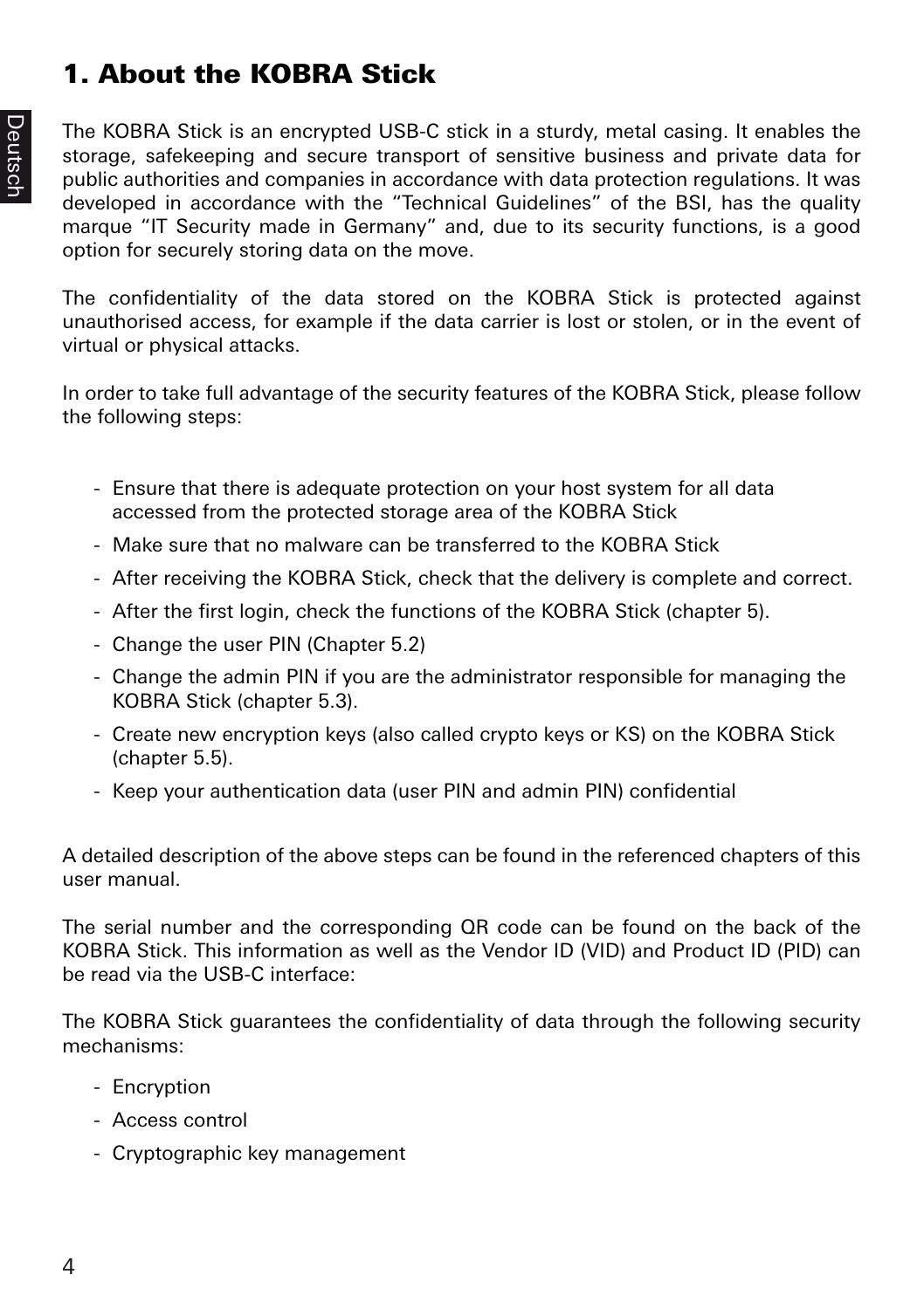# 1. About the KOBRA Stick

The KOBRA Stick is an encrypted USB-C stick in a sturdy, metal casing. It enables the storage, safekeeping and secure transport of sensitive business and private data for public authorities and companies in accordance with data protection regulations. It was developed in accordance with the "Technical Guidelines" of the BSI, has the quality marque "IT Security made in Germany" and, due to its security functions, is a good option for securely storing data on the move.

The confidentiality of the data stored on the KOBRA Stick is protected against unauthorised access, for example if the data carrier is lost or stolen, or in the event of virtual or physical attacks.

In order to take full advantage of the security features of the KOBRA Stick, please follow the following steps:

- Ensure that there is adequate protection on your host system for all data accessed from the protected storage area of the KOBRA Stick
- Make sure that no malware can be transferred to the KOBRA Stick
- After receiving the KOBRA Stick, check that the delivery is complete and correct.
- After the first login, check the functions of the KOBRA Stick (chapter 5).
- Change the user PIN (Chapter 5.2)
- Change the admin PIN if you are the administrator responsible for managing the KOBRA Stick (chapter 5.3).
- Create new encryption keys (also called crypto keys or KS) on the KOBRA Stick (chapter 5.5).
- Keep your authentication data (user PIN and admin PIN) confidential

A detailed description of the above steps can be found in the referenced chapters of this user manual.

The serial number and the corresponding QR code can be found on the back of the KOBRA Stick. This information as well as the Vendor ID (VID) and Product ID (PID) can be read via the USB-C interface:

The KOBRA Stick guarantees the confidentiality of data through the following security mechanisms:

- Encryption
- Access control
- Cryptographic key management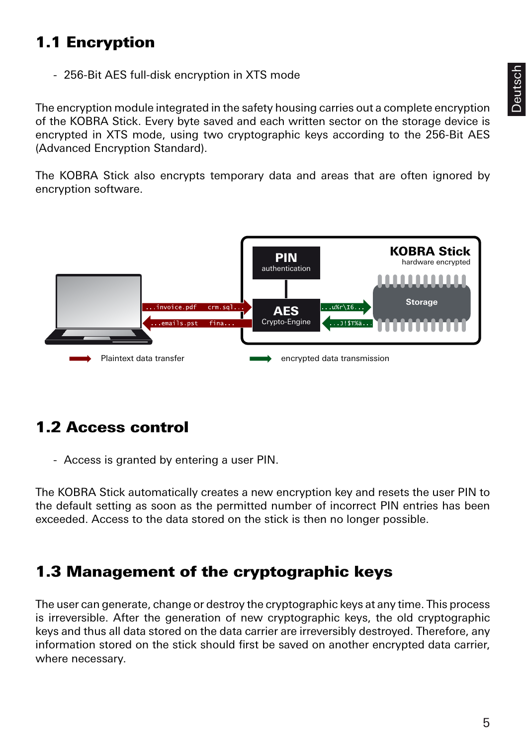## 1.1 Encryption

- 256-Bit AES full-disk encryption in XTS mode

The encryption module integrated in the safety housing carries out a complete encryption of the KOBRA Stick. Every byte saved and each written sector on the storage device is encrypted in XTS mode, using two cryptographic keys according to the 256-Bit AES (Advanced Encryption Standard).

The KOBRA Stick also encrypts temporary data and areas that are often ignored by encryption software.

PIN authentication

KOBRA Stick hardware encrypted

AES Crypto-Engine

Storage

...invoice.pdf crm.sql...

...emails.pst fina...

...u%r\I6...

...J!$T%ä...

Plaintext data transfer

encrypted data transmission

## 1.2 Access control

- Access is granted by entering a user PIN.

The KOBRA Stick automatically creates a new encryption key and resets the user PIN to the default setting as soon as the permitted number of incorrect PIN entries has been exceeded. Access to the data stored on the stick is then no longer possible.

## 1.3 Management of the cryptographic keys

The user can generate, change or destroy the cryptographic keys at any time. This process is irreversible. After the generation of new cryptographic keys, the old cryptographic keys and thus all data stored on the data carrier are irreversibly destroyed. Therefore, any information stored on the stick should first be saved on another encrypted data carrier, where necessary.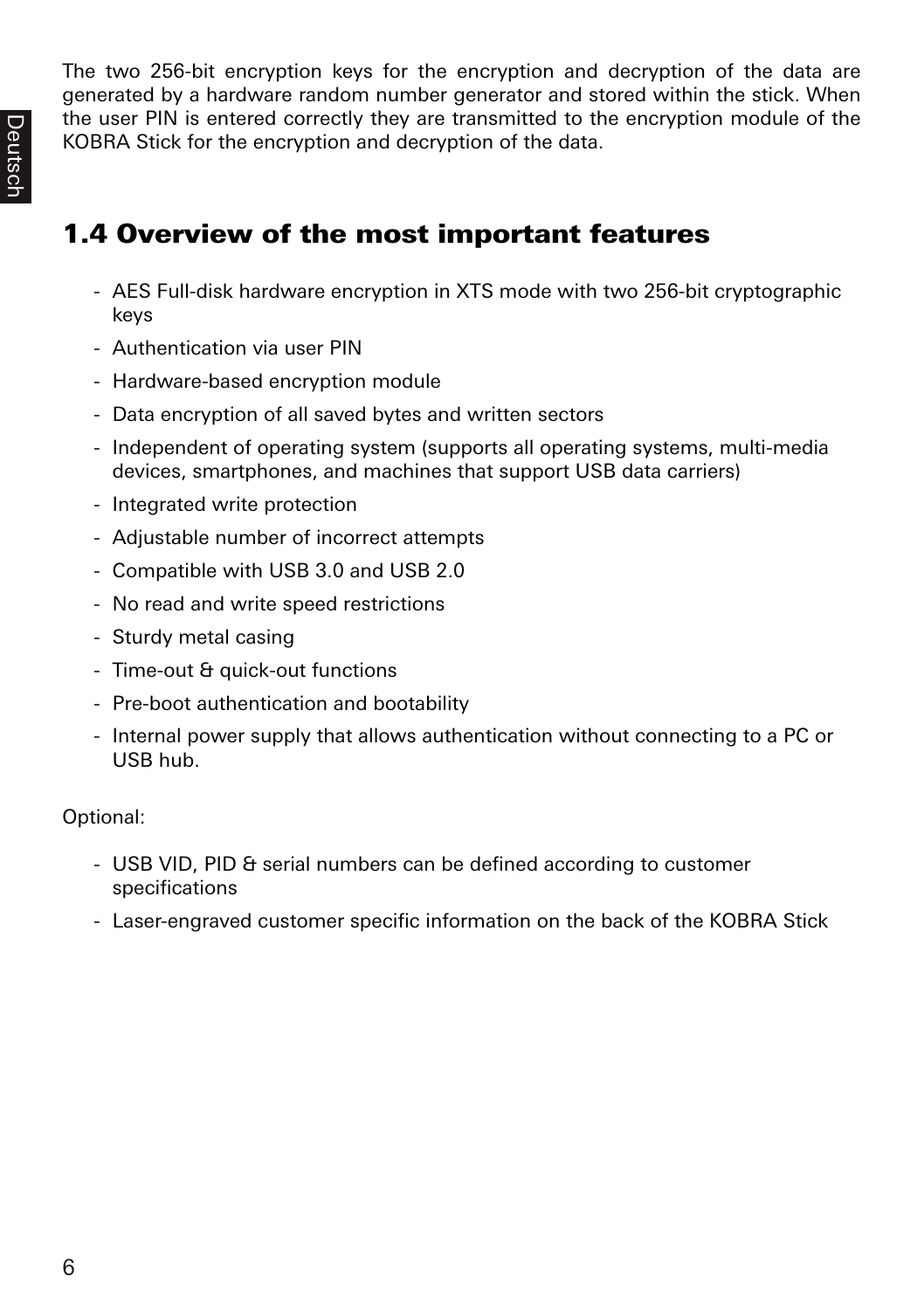The two 256-bit encryption keys for the encryption and decryption of the data are generated by a hardware random number generator and stored within the stick. When the user PIN is entered correctly they are transmitted to the encryption module of the KOBRA Stick for the encryption and decryption of the data.

## 1.4 Overview of the most important features

- AES Full-disk hardware encryption in XTS mode with two 256-bit cryptographic keys
- Authentication via user PIN
- Hardware-based encryption module
- Data encryption of all saved bytes and written sectors
- Independent of operating system (supports all operating systems, multi-media devices, smartphones, and machines that support USB data carriers)
- Integrated write protection
- Adjustable number of incorrect attempts
- Compatible with USB 3.0 and USB 2.0
- No read and write speed restrictions
- Sturdy metal casing
- Time-out & quick-out functions
- Pre-boot authentication and bootability
- Internal power supply that allows authentication without connecting to a PC or USB hub.

Optional:

- USB VID, PID & serial numbers can be defined according to customer specifications
- Laser-engraved customer specific information on the back of the KOBRA Stick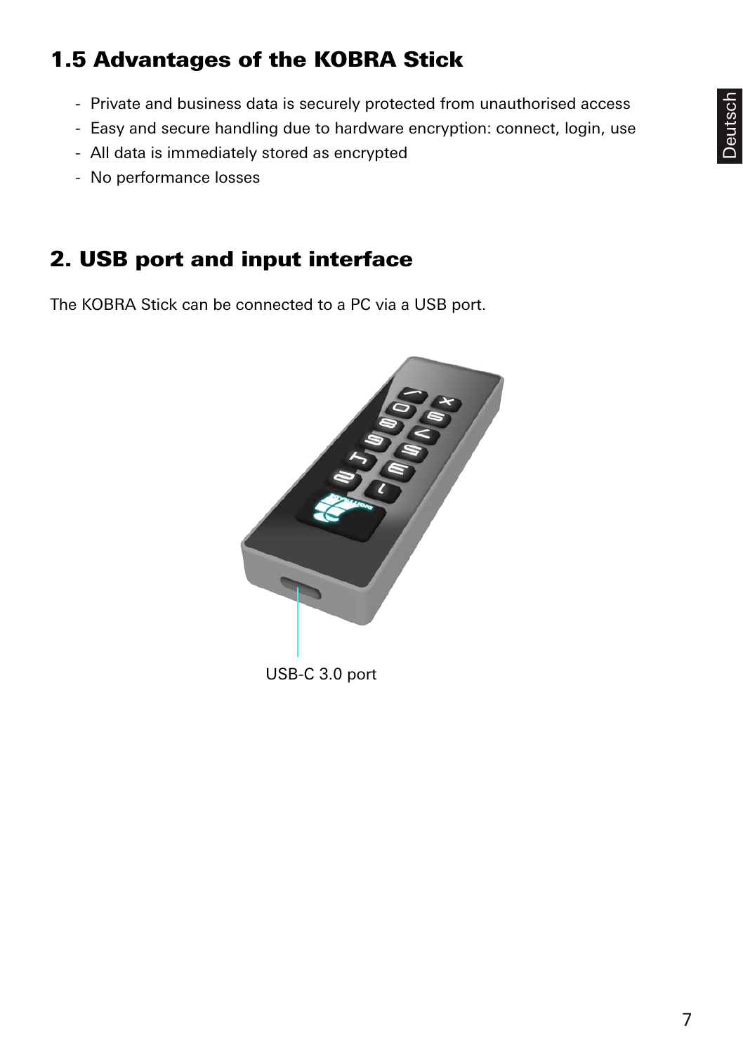## 1.5 Advantages of the KOBRA Stick

- Private and business data is securely protected from unauthorised access
- Easy and secure handling due to hardware encryption: connect, login, use
- All data is immediately stored as encrypted
- No performance losses

# 2. USB port and input interface

The KOBRA Stick can be connected to a PC via a USB port.

USB-C 3.0 port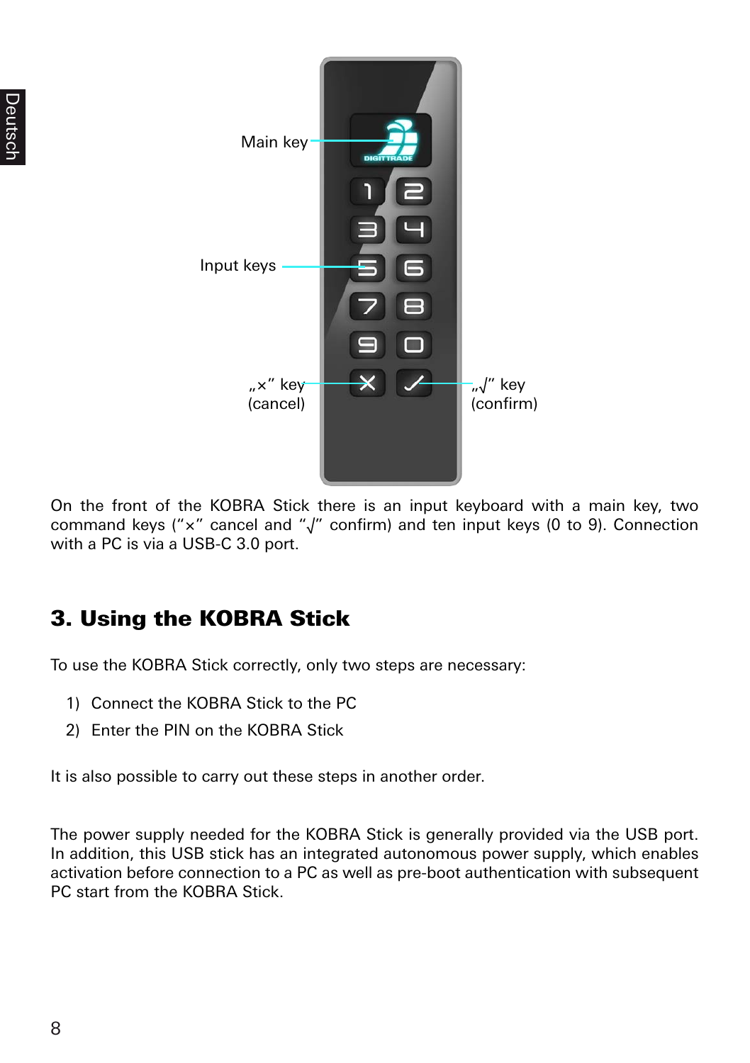Main key

Input keys

„×" key (cancel)

„√" key (confirm)

On the front of the KOBRA Stick there is an input keyboard with a main key, two command keys ("×" cancel and "√" confirm) and ten input keys (0 to 9). Connection with a PC is via a USB-C 3.0 port.

## 3. Using the KOBRA Stick

To use the KOBRA Stick correctly, only two steps are necessary:

1) Connect the KOBRA Stick to the PC
2) Enter the PIN on the KOBRA Stick

It is also possible to carry out these steps in another order.

The power supply needed for the KOBRA Stick is generally provided via the USB port. In addition, this USB stick has an integrated autonomous power supply, which enables activation before connection to a PC as well as pre-boot authentication with subsequent PC start from the KOBRA Stick.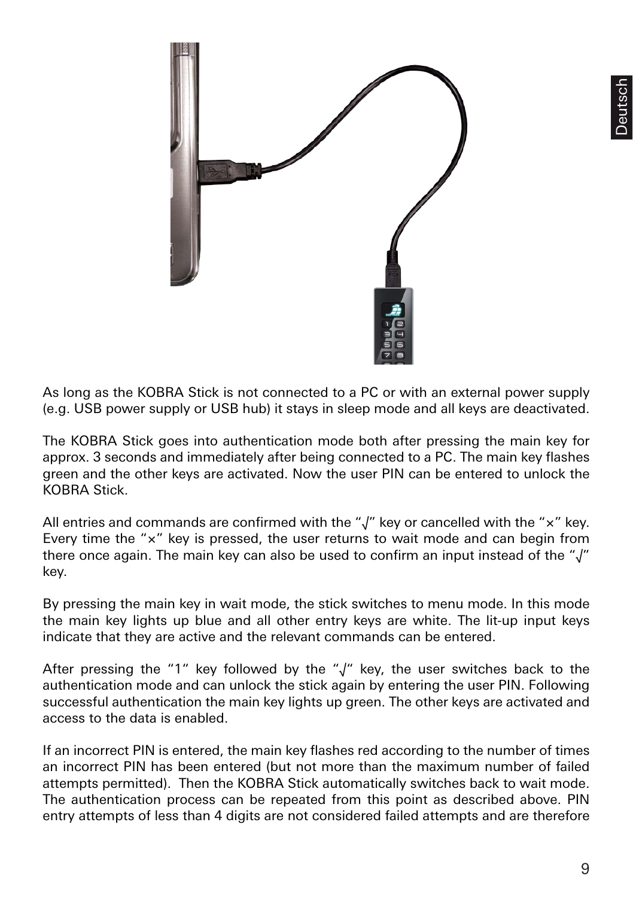As long as the KOBRA Stick is not connected to a PC or with an external power supply (e.g. USB power supply or USB hub) it stays in sleep mode and all keys are deactivated.

The KOBRA Stick goes into authentication mode both after pressing the main key for approx. 3 seconds and immediately after being connected to a PC. The main key flashes green and the other keys are activated. Now the user PIN can be entered to unlock the KOBRA Stick.

All entries and commands are confirmed with the "√" key or cancelled with the "×" key. Every time the "×" key is pressed, the user returns to wait mode and can begin from there once again. The main key can also be used to confirm an input instead of the "√" key.

By pressing the main key in wait mode, the stick switches to menu mode. In this mode the main key lights up blue and all other entry keys are white. The lit-up input keys indicate that they are active and the relevant commands can be entered.

After pressing the "1" key followed by the "√" key, the user switches back to the authentication mode and can unlock the stick again by entering the user PIN. Following successful authentication the main key lights up green. The other keys are activated and access to the data is enabled.

If an incorrect PIN is entered, the main key flashes red according to the number of times an incorrect PIN has been entered (but not more than the maximum number of failed attempts permitted). Then the KOBRA Stick automatically switches back to wait mode. The authentication process can be repeated from this point as described above. PIN entry attempts of less than 4 digits are not considered failed attempts and are therefore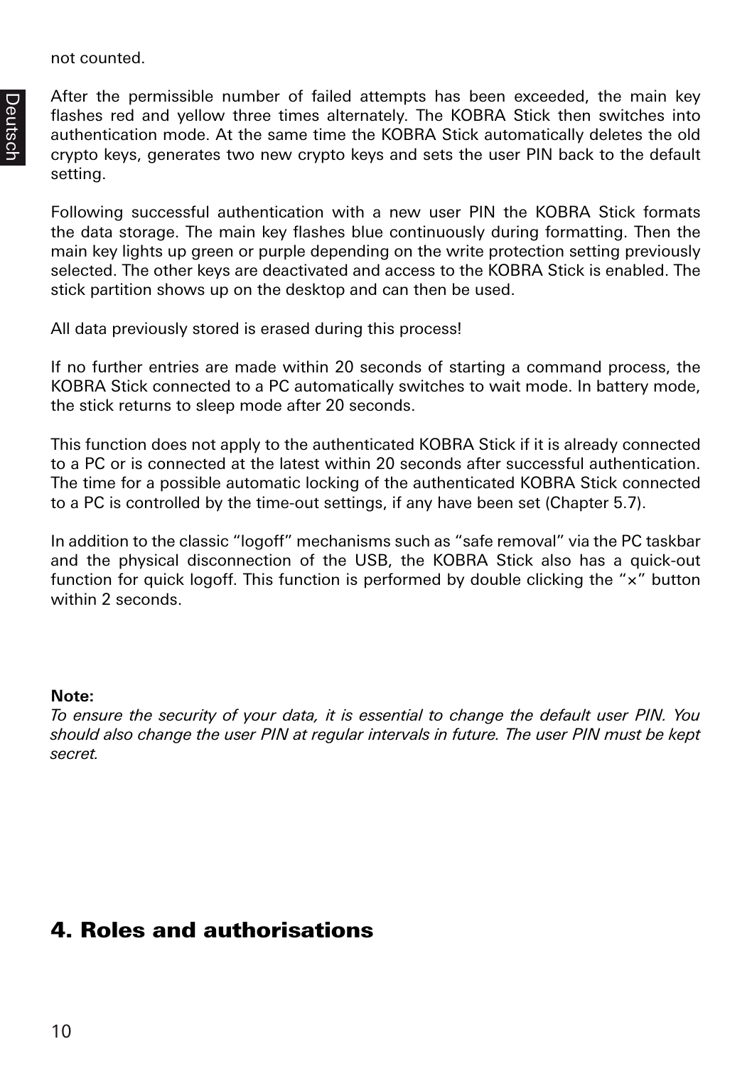not counted.

After the permissible number of failed attempts has been exceeded, the main key flashes red and yellow three times alternately. The KOBRA Stick then switches into authentication mode. At the same time the KOBRA Stick automatically deletes the old crypto keys, generates two new crypto keys and sets the user PIN back to the default setting.

Following successful authentication with a new user PIN the KOBRA Stick formats the data storage. The main key flashes blue continuously during formatting. Then the main key lights up green or purple depending on the write protection setting previously selected. The other keys are deactivated and access to the KOBRA Stick is enabled. The stick partition shows up on the desktop and can then be used.

All data previously stored is erased during this process!

If no further entries are made within 20 seconds of starting a command process, the KOBRA Stick connected to a PC automatically switches to wait mode. In battery mode, the stick returns to sleep mode after 20 seconds.

This function does not apply to the authenticated KOBRA Stick if it is already connected to a PC or is connected at the latest within 20 seconds after successful authentication. The time for a possible automatic locking of the authenticated KOBRA Stick connected to a PC is controlled by the time-out settings, if any have been set (Chapter 5.7).

In addition to the classic "logoff" mechanisms such as "safe removal" via the PC taskbar and the physical disconnection of the USB, the KOBRA Stick also has a quick-out function for quick logoff. This function is performed by double clicking the "×" button within 2 seconds.

**Note:**
*To ensure the security of your data, it is essential to change the default user PIN. You should also change the user PIN at regular intervals in future. The user PIN must be kept secret.*

# 4. Roles and authorisations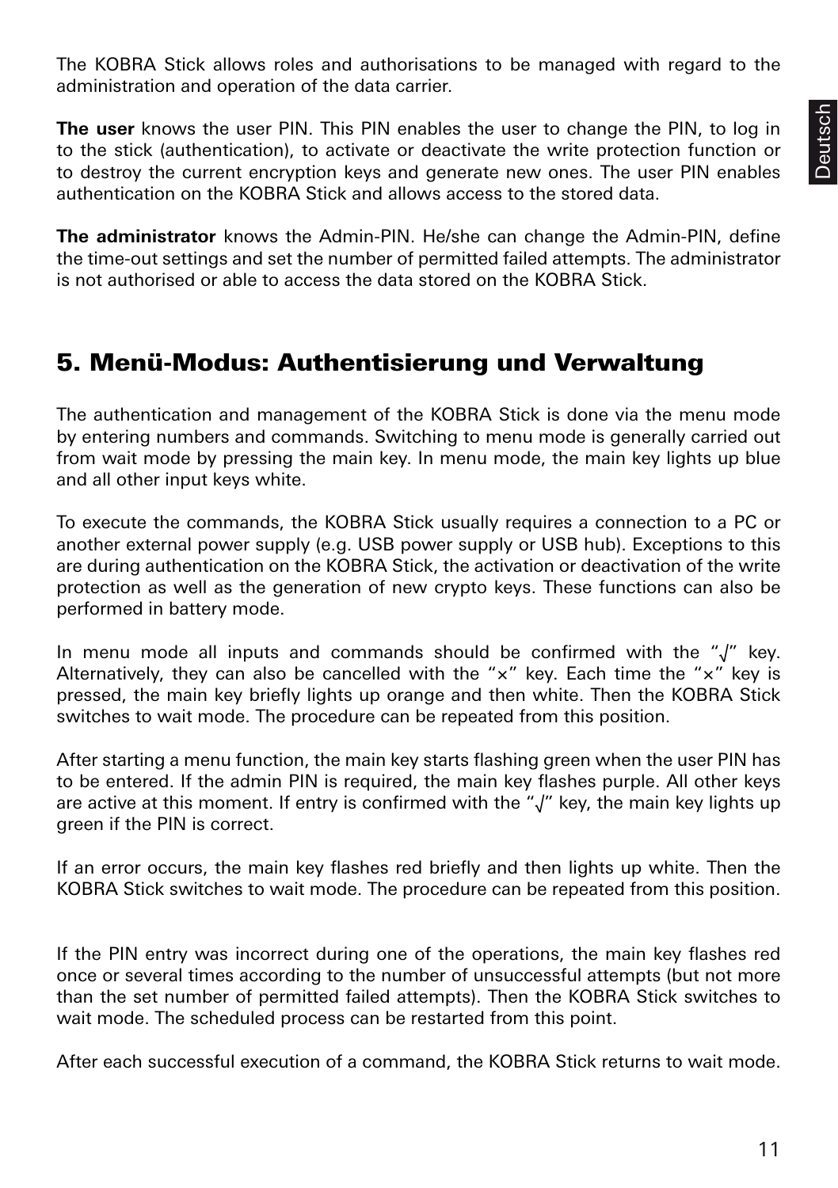The KOBRA Stick allows roles and authorisations to be managed with regard to the administration and operation of the data carrier.

**The user** knows the user PIN. This PIN enables the user to change the PIN, to log in to the stick (authentication), to activate or deactivate the write protection function or to destroy the current encryption keys and generate new ones. The user PIN enables authentication on the KOBRA Stick and allows access to the stored data.

**The administrator** knows the Admin-PIN. He/she can change the Admin-PIN, define the time-out settings and set the number of permitted failed attempts. The administrator is not authorised or able to access the data stored on the KOBRA Stick.

## 5. Menü-Modus: Authentisierung und Verwaltung

The authentication and management of the KOBRA Stick is done via the menu mode by entering numbers and commands. Switching to menu mode is generally carried out from wait mode by pressing the main key. In menu mode, the main key lights up blue and all other input keys white.

To execute the commands, the KOBRA Stick usually requires a connection to a PC or another external power supply (e.g. USB power supply or USB hub). Exceptions to this are during authentication on the KOBRA Stick, the activation or deactivation of the write protection as well as the generation of new crypto keys. These functions can also be performed in battery mode.

In menu mode all inputs and commands should be confirmed with the "√" key. Alternatively, they can also be cancelled with the "×" key. Each time the "×" key is pressed, the main key briefly lights up orange and then white. Then the KOBRA Stick switches to wait mode. The procedure can be repeated from this position.

After starting a menu function, the main key starts flashing green when the user PIN has to be entered. If the admin PIN is required, the main key flashes purple. All other keys are active at this moment. If entry is confirmed with the "√" key, the main key lights up green if the PIN is correct.

If an error occurs, the main key flashes red briefly and then lights up white. Then the KOBRA Stick switches to wait mode. The procedure can be repeated from this position.

If the PIN entry was incorrect during one of the operations, the main key flashes red once or several times according to the number of unsuccessful attempts (but not more than the set number of permitted failed attempts). Then the KOBRA Stick switches to wait mode. The scheduled process can be restarted from this point.

After each successful execution of a command, the KOBRA Stick returns to wait mode.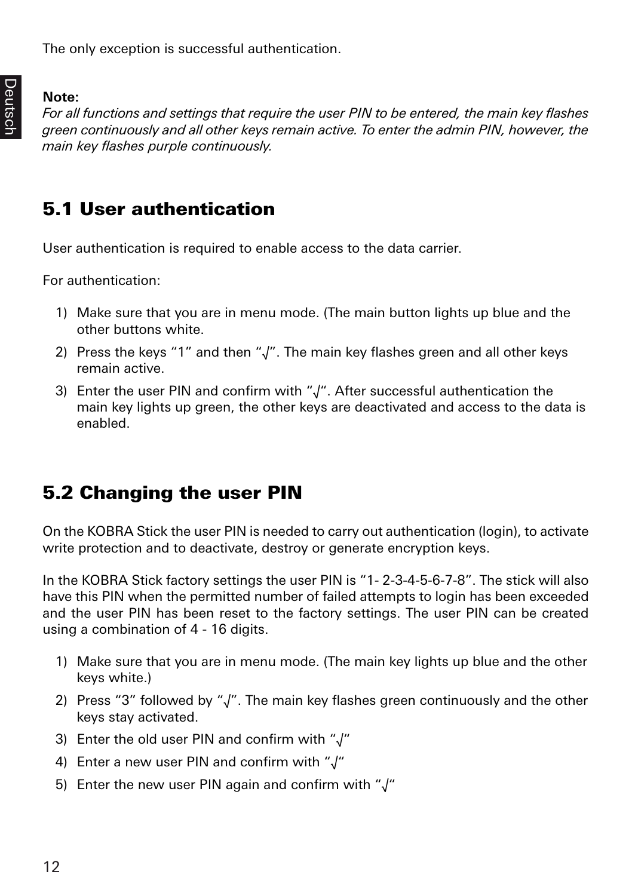The only exception is successful authentication.

**Note:**
*For all functions and settings that require the user PIN to be entered, the main key flashes green continuously and all other keys remain active. To enter the admin PIN, however, the main key flashes purple continuously.*

## 5.1 User authentication

User authentication is required to enable access to the data carrier.

For authentication:

1) Make sure that you are in menu mode. (The main button lights up blue and the other buttons white.
2) Press the keys “1” and then “√”. The main key flashes green and all other keys remain active.
3) Enter the user PIN and confirm with “√“. After successful authentication the main key lights up green, the other keys are deactivated and access to the data is enabled.

## 5.2 Changing the user PIN

On the KOBRA Stick the user PIN is needed to carry out authentication (login), to activate write protection and to deactivate, destroy or generate encryption keys.

In the KOBRA Stick factory settings the user PIN is “1- 2-3-4-5-6-7-8”. The stick will also have this PIN when the permitted number of failed attempts to login has been exceeded and the user PIN has been reset to the factory settings. The user PIN can be created using a combination of 4 - 16 digits.

1) Make sure that you are in menu mode. (The main key lights up blue and the other keys white.)
2) Press “3” followed by “√”. The main key flashes green continuously and the other keys stay activated.
3) Enter the old user PIN and confirm with “√“
4) Enter a new user PIN and confirm with “√“
5) Enter the new user PIN again and confirm with “√“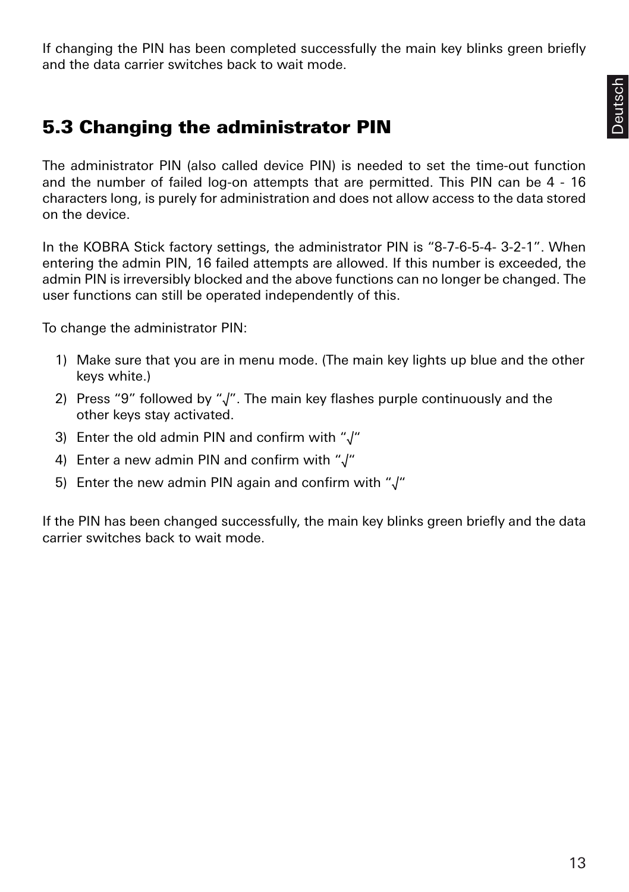If changing the PIN has been completed successfully the main key blinks green briefly and the data carrier switches back to wait mode.

## 5.3 Changing the administrator PIN

The administrator PIN (also called device PIN) is needed to set the time-out function and the number of failed log-on attempts that are permitted. This PIN can be 4 - 16 characters long, is purely for administration and does not allow access to the data stored on the device.

In the KOBRA Stick factory settings, the administrator PIN is "8-7-6-5-4- 3-2-1". When entering the admin PIN, 16 failed attempts are allowed. If this number is exceeded, the admin PIN is irreversibly blocked and the above functions can no longer be changed. The user functions can still be operated independently of this.

To change the administrator PIN:

1) Make sure that you are in menu mode. (The main key lights up blue and the other keys white.)
2) Press "9" followed by "√". The main key flashes purple continuously and the other keys stay activated.
3) Enter the old admin PIN and confirm with "√"
4) Enter a new admin PIN and confirm with "√"
5) Enter the new admin PIN again and confirm with "√"

If the PIN has been changed successfully, the main key blinks green briefly and the data carrier switches back to wait mode.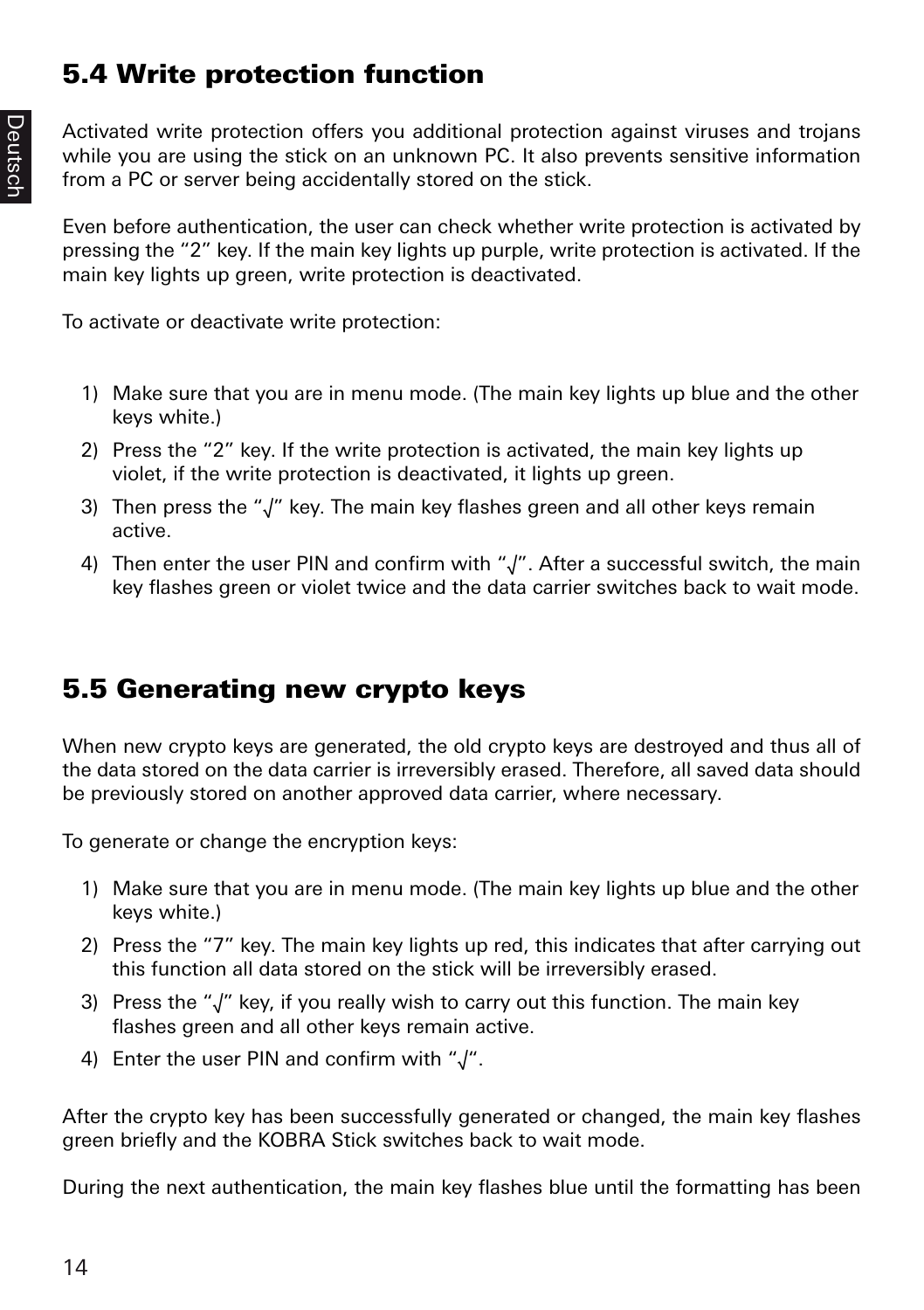## 5.4 Write protection function

Activated write protection offers you additional protection against viruses and trojans while you are using the stick on an unknown PC. It also prevents sensitive information from a PC or server being accidentally stored on the stick.

Even before authentication, the user can check whether write protection is activated by pressing the “2” key. If the main key lights up purple, write protection is activated. If the main key lights up green, write protection is deactivated.

To activate or deactivate write protection:

1) Make sure that you are in menu mode. (The main key lights up blue and the other keys white.)
2) Press the “2” key. If the write protection is activated, the main key lights up violet, if the write protection is deactivated, it lights up green.
3) Then press the “√” key. The main key flashes green and all other keys remain active.
4) Then enter the user PIN and confirm with “√”. After a successful switch, the main key flashes green or violet twice and the data carrier switches back to wait mode.

## 5.5 Generating new crypto keys

When new crypto keys are generated, the old crypto keys are destroyed and thus all of the data stored on the data carrier is irreversibly erased. Therefore, all saved data should be previously stored on another approved data carrier, where necessary.

To generate or change the encryption keys:

1) Make sure that you are in menu mode. (The main key lights up blue and the other keys white.)
2) Press the “7” key. The main key lights up red, this indicates that after carrying out this function all data stored on the stick will be irreversibly erased.
3) Press the “√” key, if you really wish to carry out this function. The main key flashes green and all other keys remain active.
4) Enter the user PIN and confirm with “√“.

After the crypto key has been successfully generated or changed, the main key flashes green briefly and the KOBRA Stick switches back to wait mode.

During the next authentication, the main key flashes blue until the formatting has been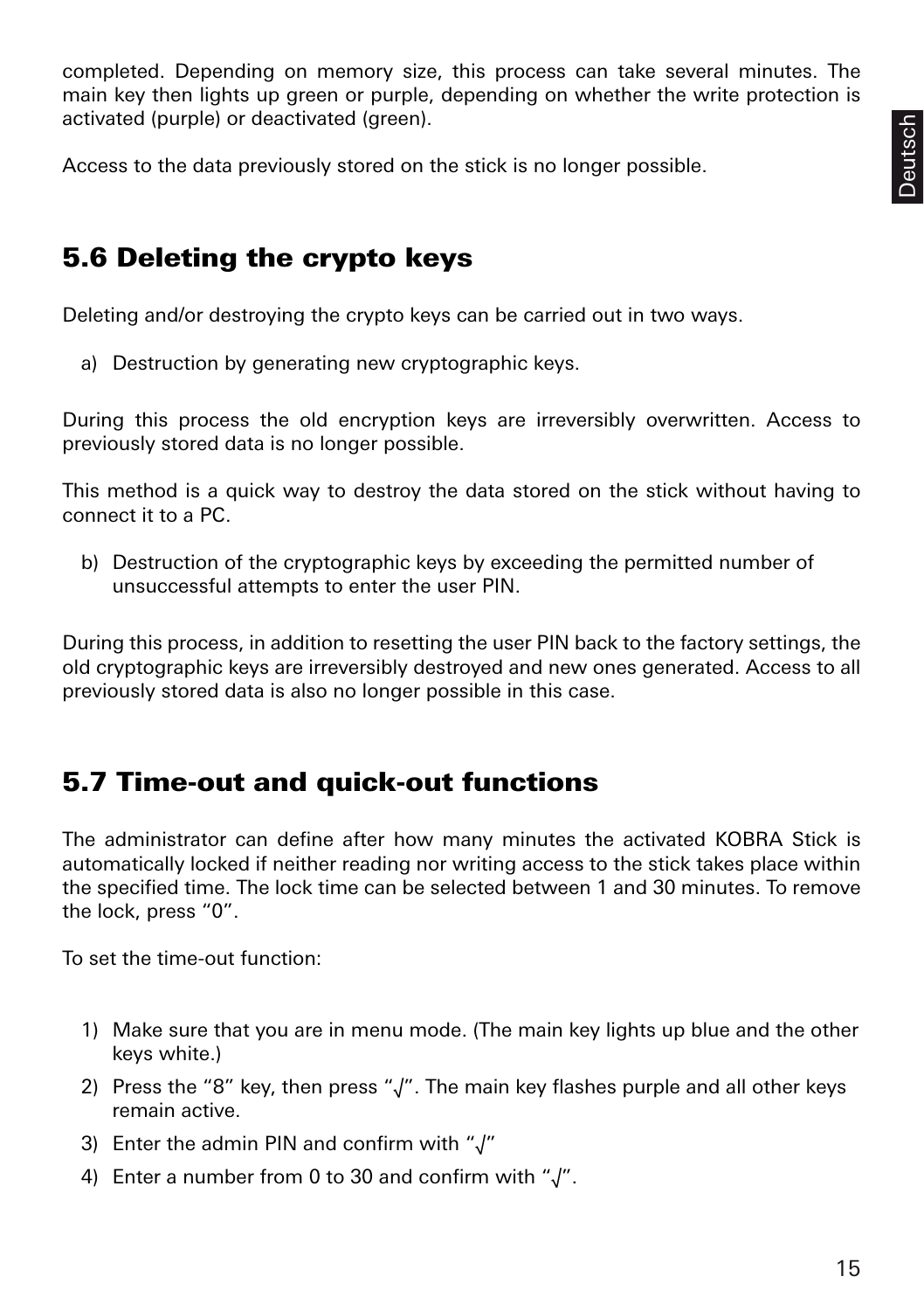completed. Depending on memory size, this process can take several minutes. The main key then lights up green or purple, depending on whether the write protection is activated (purple) or deactivated (green).

Access to the data previously stored on the stick is no longer possible.

## 5.6 Deleting the crypto keys

Deleting and/or destroying the crypto keys can be carried out in two ways.

a) Destruction by generating new cryptographic keys.

During this process the old encryption keys are irreversibly overwritten. Access to previously stored data is no longer possible.

This method is a quick way to destroy the data stored on the stick without having to connect it to a PC.

b) Destruction of the cryptographic keys by exceeding the permitted number of unsuccessful attempts to enter the user PIN.

During this process, in addition to resetting the user PIN back to the factory settings, the old cryptographic keys are irreversibly destroyed and new ones generated. Access to all previously stored data is also no longer possible in this case.

## 5.7 Time-out and quick-out functions

The administrator can define after how many minutes the activated KOBRA Stick is automatically locked if neither reading nor writing access to the stick takes place within the specified time. The lock time can be selected between 1 and 30 minutes. To remove the lock, press “0”.

To set the time-out function:

1) Make sure that you are in menu mode. (The main key lights up blue and the other keys white.)
2) Press the “8” key, then press “√”. The main key flashes purple and all other keys remain active.
3) Enter the admin PIN and confirm with “√”
4) Enter a number from 0 to 30 and confirm with “√”.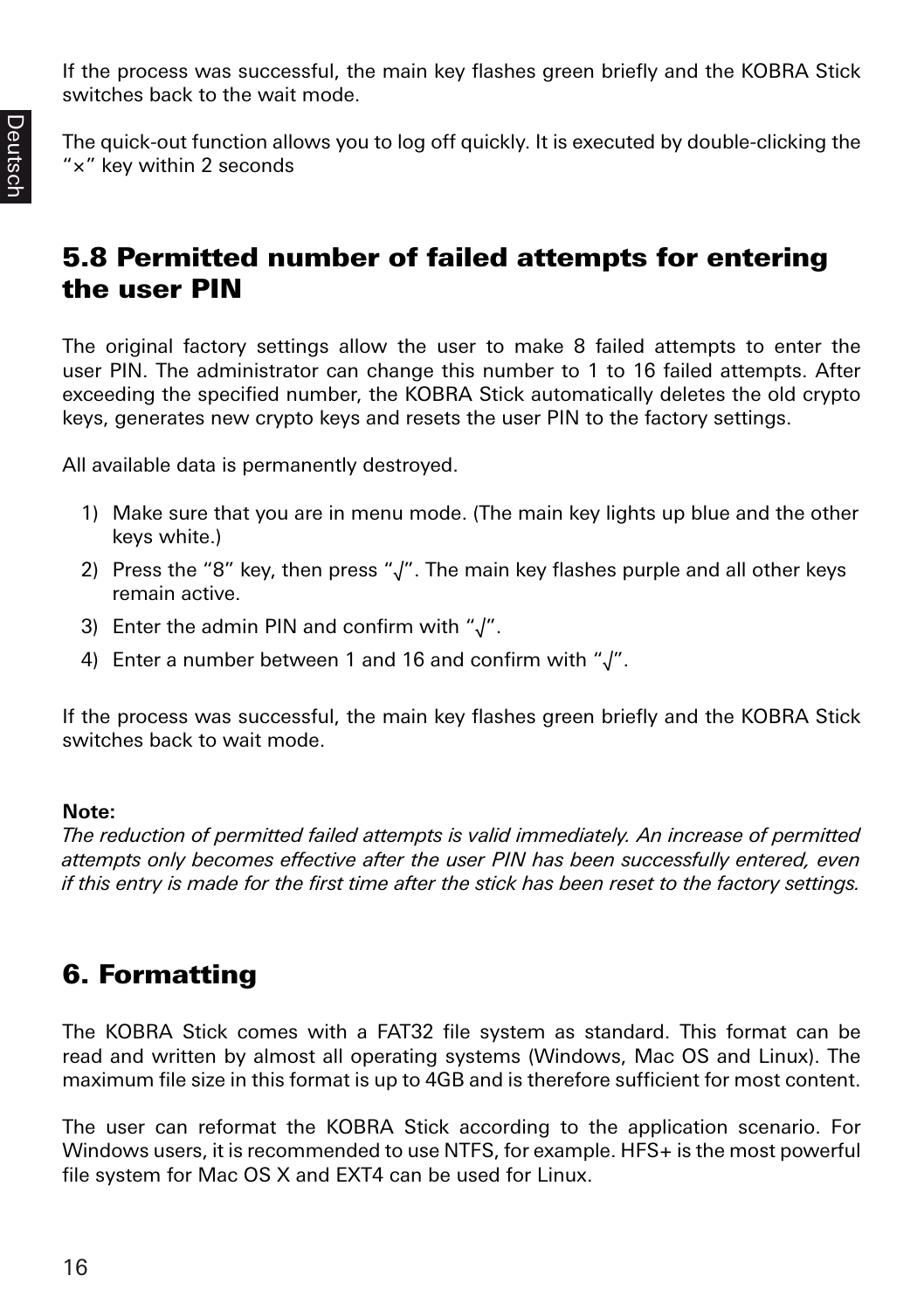If the process was successful, the main key flashes green briefly and the KOBRA Stick switches back to the wait mode.

The quick-out function allows you to log off quickly. It is executed by double-clicking the “×” key within 2 seconds

## 5.8 Permitted number of failed attempts for entering the user PIN

The original factory settings allow the user to make 8 failed attempts to enter the user PIN. The administrator can change this number to 1 to 16 failed attempts. After exceeding the specified number, the KOBRA Stick automatically deletes the old crypto keys, generates new crypto keys and resets the user PIN to the factory settings.

All available data is permanently destroyed.

1) Make sure that you are in menu mode. (The main key lights up blue and the other keys white.)
2) Press the “8” key, then press “√”. The main key flashes purple and all other keys remain active.
3) Enter the admin PIN and confirm with “√”.
4) Enter a number between 1 and 16 and confirm with “√”.

If the process was successful, the main key flashes green briefly and the KOBRA Stick switches back to wait mode.

**Note:**
*The reduction of permitted failed attempts is valid immediately. An increase of permitted attempts only becomes effective after the user PIN has been successfully entered, even if this entry is made for the first time after the stick has been reset to the factory settings.*

# 6. Formatting

The KOBRA Stick comes with a FAT32 file system as standard. This format can be read and written by almost all operating systems (Windows, Mac OS and Linux). The maximum file size in this format is up to 4GB and is therefore sufficient for most content.

The user can reformat the KOBRA Stick according to the application scenario. For Windows users, it is recommended to use NTFS, for example. HFS+ is the most powerful file system for Mac OS X and EXT4 can be used for Linux.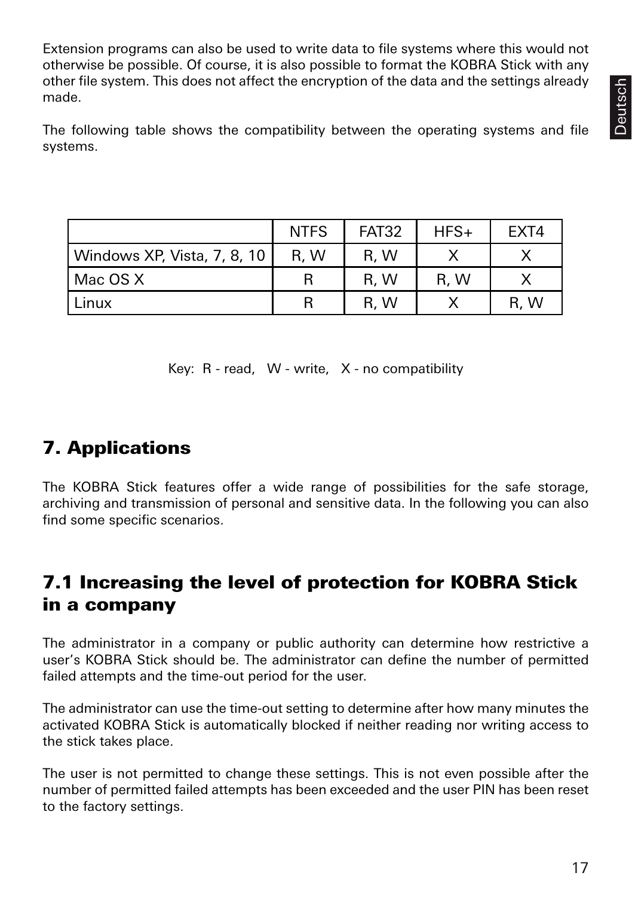Extension programs can also be used to write data to file systems where this would not otherwise be possible. Of course, it is also possible to format the KOBRA Stick with any other file system. This does not affect the encryption of the data and the settings already made.

The following table shows the compatibility between the operating systems and file systems.

| | NTFS | FAT32 | HFS+ | EXT4 |
|---|---|---|---|---|
| Windows XP, Vista, 7, 8, 10 | R, W | R, W | X | X |
| Mac OS X | R | R, W | R, W | X |
| Linux | R | R, W | X | R, W |

Key: R - read, W - write, X - no compatibility

## 7. Applications

The KOBRA Stick features offer a wide range of possibilities for the safe storage, archiving and transmission of personal and sensitive data. In the following you can also find some specific scenarios.

## 7.1 Increasing the level of protection for KOBRA Stick in a company

The administrator in a company or public authority can determine how restrictive a user's KOBRA Stick should be. The administrator can define the number of permitted failed attempts and the time-out period for the user.

The administrator can use the time-out setting to determine after how many minutes the activated KOBRA Stick is automatically blocked if neither reading nor writing access to the stick takes place.

The user is not permitted to change these settings. This is not even possible after the number of permitted failed attempts has been exceeded and the user PIN has been reset to the factory settings.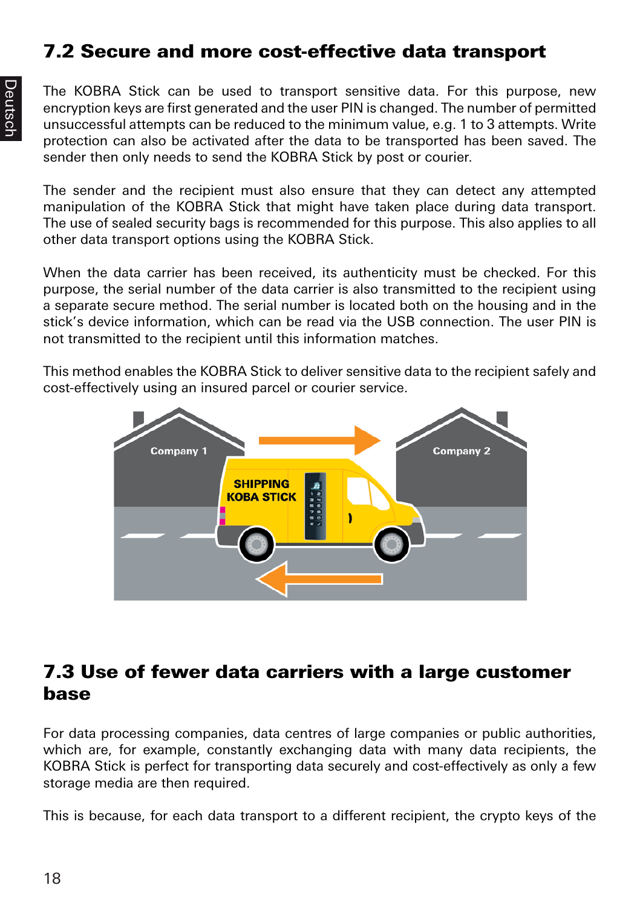## 7.2 Secure and more cost-effective data transport

The KOBRA Stick can be used to transport sensitive data. For this purpose, new encryption keys are first generated and the user PIN is changed. The number of permitted unsuccessful attempts can be reduced to the minimum value, e.g. 1 to 3 attempts. Write protection can also be activated after the data to be transported has been saved. The sender then only needs to send the KOBRA Stick by post or courier.

The sender and the recipient must also ensure that they can detect any attempted manipulation of the KOBRA Stick that might have taken place during data transport. The use of sealed security bags is recommended for this purpose. This also applies to all other data transport options using the KOBRA Stick.

When the data carrier has been received, its authenticity must be checked. For this purpose, the serial number of the data carrier is also transmitted to the recipient using a separate secure method. The serial number is located both on the housing and in the stick's device information, which can be read via the USB connection. The user PIN is not transmitted to the recipient until this information matches.

This method enables the KOBRA Stick to deliver sensitive data to the recipient safely and cost-effectively using an insured parcel or courier service.

## 7.3 Use of fewer data carriers with a large customer base

For data processing companies, data centres of large companies or public authorities, which are, for example, constantly exchanging data with many data recipients, the KOBRA Stick is perfect for transporting data securely and cost-effectively as only a few storage media are then required.

This is because, for each data transport to a different recipient, the crypto keys of the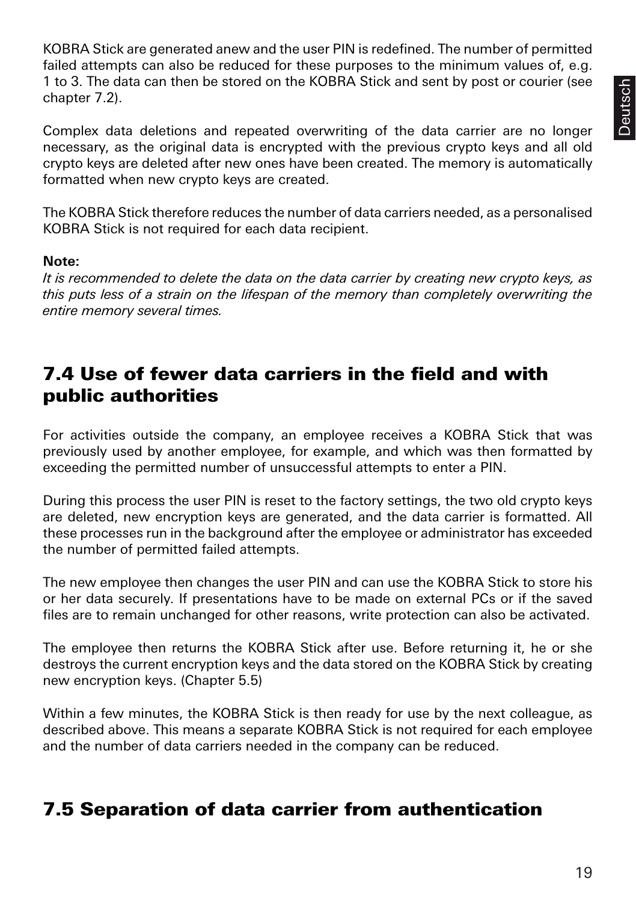KOBRA Stick are generated anew and the user PIN is redefined. The number of permitted failed attempts can also be reduced for these purposes to the minimum values of, e.g. 1 to 3. The data can then be stored on the KOBRA Stick and sent by post or courier (see chapter 7.2).

Complex data deletions and repeated overwriting of the data carrier are no longer necessary, as the original data is encrypted with the previous crypto keys and all old crypto keys are deleted after new ones have been created. The memory is automatically formatted when new crypto keys are created.

The KOBRA Stick therefore reduces the number of data carriers needed, as a personalised KOBRA Stick is not required for each data recipient.

**Note:**
*It is recommended to delete the data on the data carrier by creating new crypto keys, as this puts less of a strain on the lifespan of the memory than completely overwriting the entire memory several times.*

## 7.4 Use of fewer data carriers in the field and with public authorities

For activities outside the company, an employee receives a KOBRA Stick that was previously used by another employee, for example, and which was then formatted by exceeding the permitted number of unsuccessful attempts to enter a PIN.

During this process the user PIN is reset to the factory settings, the two old crypto keys are deleted, new encryption keys are generated, and the data carrier is formatted. All these processes run in the background after the employee or administrator has exceeded the number of permitted failed attempts.

The new employee then changes the user PIN and can use the KOBRA Stick to store his or her data securely. If presentations have to be made on external PCs or if the saved files are to remain unchanged for other reasons, write protection can also be activated.

The employee then returns the KOBRA Stick after use. Before returning it, he or she destroys the current encryption keys and the data stored on the KOBRA Stick by creating new encryption keys. (Chapter 5.5)

Within a few minutes, the KOBRA Stick is then ready for use by the next colleague, as described above. This means a separate KOBRA Stick is not required for each employee and the number of data carriers needed in the company can be reduced.

## 7.5 Separation of data carrier from authentication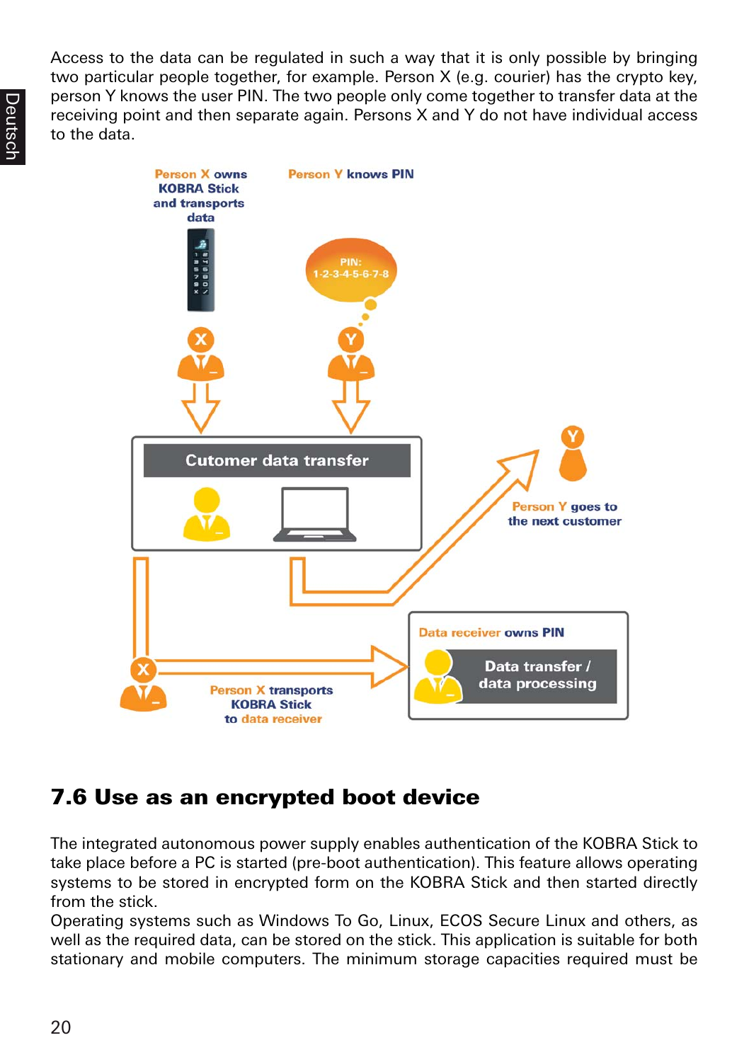Access to the data can be regulated in such a way that it is only possible by bringing two particular people together, for example. Person X (e.g. courier) has the crypto key, person Y knows the user PIN. The two people only come together to transfer data at the receiving point and then separate again. Persons X and Y do not have individual access to the data.

Person X owns KOBRA Stick and transports data

Person Y knows PIN

PIN: 1-2-3-4-5-6-7-8

Cutomer data transfer

Person Y goes to the next customer

Data receiver owns PIN

Data transfer / data processing

Person X transports KOBRA Stick to data receiver

## 7.6 Use as an encrypted boot device

The integrated autonomous power supply enables authentication of the KOBRA Stick to take place before a PC is started (pre-boot authentication). This feature allows operating systems to be stored in encrypted form on the KOBRA Stick and then started directly from the stick.
Operating systems such as Windows To Go, Linux, ECOS Secure Linux and others, as well as the required data, can be stored on the stick. This application is suitable for both stationary and mobile computers. The minimum storage capacities required must be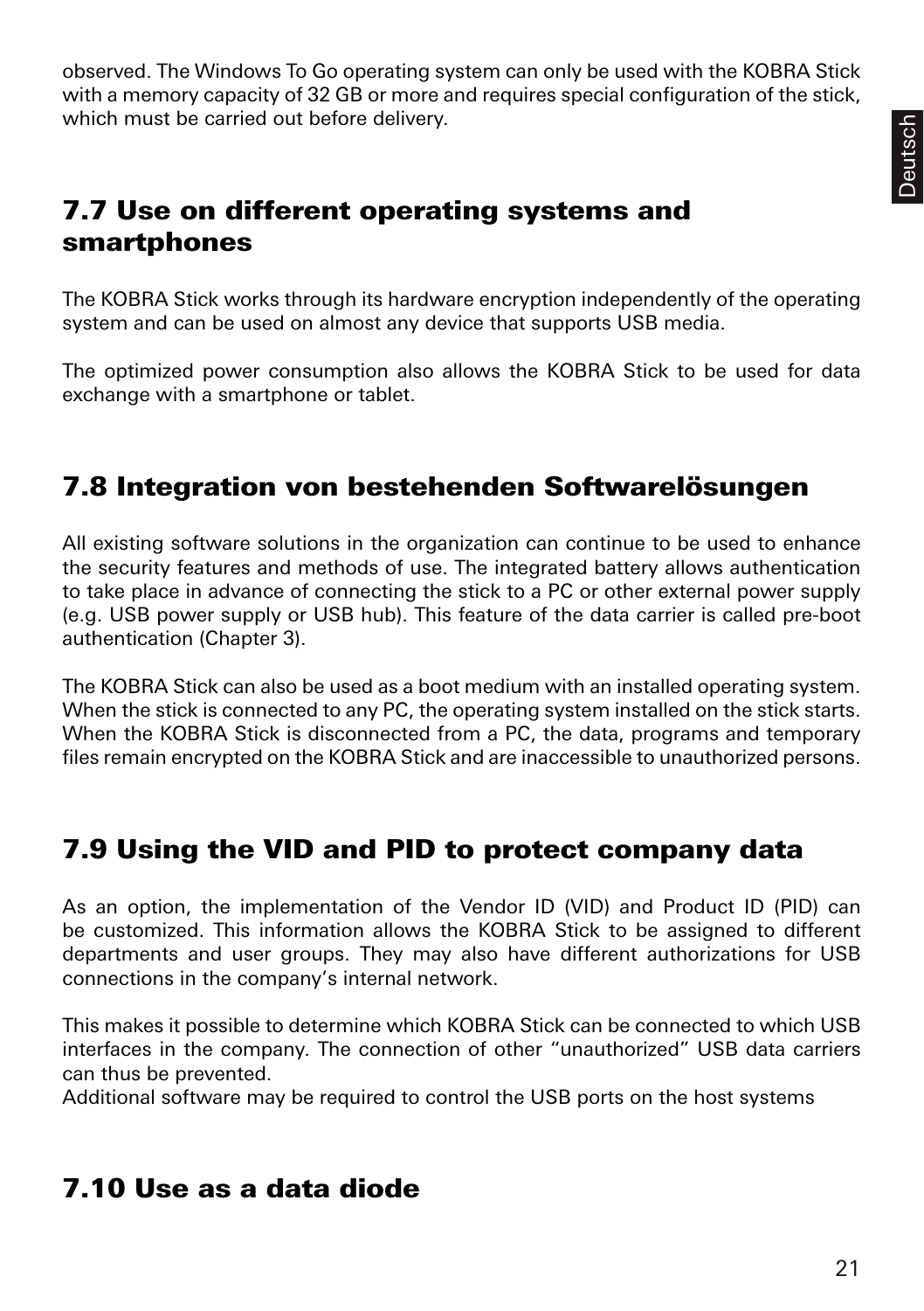observed. The Windows To Go operating system can only be used with the KOBRA Stick with a memory capacity of 32 GB or more and requires special configuration of the stick, which must be carried out before delivery.

## 7.7 Use on different operating systems and smartphones

The KOBRA Stick works through its hardware encryption independently of the operating system and can be used on almost any device that supports USB media.

The optimized power consumption also allows the KOBRA Stick to be used for data exchange with a smartphone or tablet.

## 7.8 Integration von bestehenden Softwarelösungen

All existing software solutions in the organization can continue to be used to enhance the security features and methods of use. The integrated battery allows authentication to take place in advance of connecting the stick to a PC or other external power supply (e.g. USB power supply or USB hub). This feature of the data carrier is called pre-boot authentication (Chapter 3).

The KOBRA Stick can also be used as a boot medium with an installed operating system. When the stick is connected to any PC, the operating system installed on the stick starts. When the KOBRA Stick is disconnected from a PC, the data, programs and temporary files remain encrypted on the KOBRA Stick and are inaccessible to unauthorized persons.

## 7.9 Using the VID and PID to protect company data

As an option, the implementation of the Vendor ID (VID) and Product ID (PID) can be customized. This information allows the KOBRA Stick to be assigned to different departments and user groups. They may also have different authorizations for USB connections in the company's internal network.

This makes it possible to determine which KOBRA Stick can be connected to which USB interfaces in the company. The connection of other "unauthorized" USB data carriers can thus be prevented.
Additional software may be required to control the USB ports on the host systems

## 7.10 Use as a data diode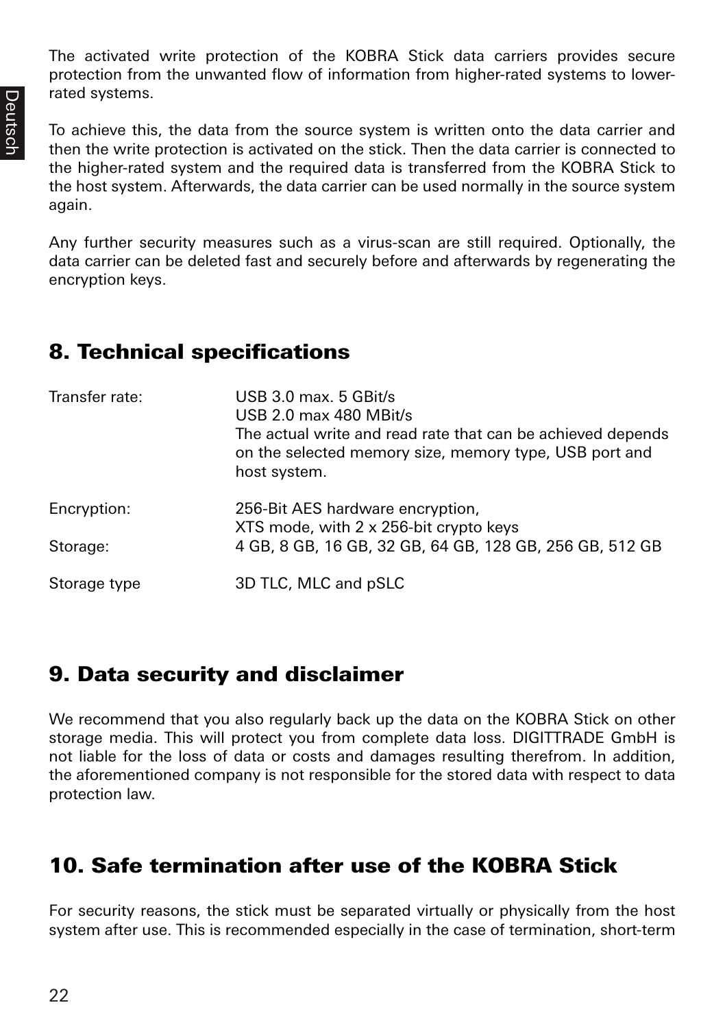The activated write protection of the KOBRA Stick data carriers provides secure protection from the unwanted flow of information from higher-rated systems to lower-rated systems.

To achieve this, the data from the source system is written onto the data carrier and then the write protection is activated on the stick. Then the data carrier is connected to the higher-rated system and the required data is transferred from the KOBRA Stick to the host system. Afterwards, the data carrier can be used normally in the source system again.

Any further security measures such as a virus-scan are still required. Optionally, the data carrier can be deleted fast and securely before and afterwards by regenerating the encryption keys.

## 8. Technical specifications

| | |
|---|---|
| Transfer rate: | USB 3.0 max. 5 GBit/s<br>USB 2.0 max 480 MBit/s<br>The actual write and read rate that can be achieved depends on the selected memory size, memory type, USB port and host system. |
| Encryption: | 256-Bit AES hardware encryption,<br>XTS mode, with 2 x 256-bit crypto keys |
| Storage: | 4 GB, 8 GB, 16 GB, 32 GB, 64 GB, 128 GB, 256 GB, 512 GB |
| Storage type | 3D TLC, MLC and pSLC |

## 9. Data security and disclaimer

We recommend that you also regularly back up the data on the KOBRA Stick on other storage media. This will protect you from complete data loss. DIGITTRADE GmbH is not liable for the loss of data or costs and damages resulting therefrom. In addition, the aforementioned company is not responsible for the stored data with respect to data protection law.

## 10. Safe termination after use of the KOBRA Stick

For security reasons, the stick must be separated virtually or physically from the host system after use. This is recommended especially in the case of termination, short-term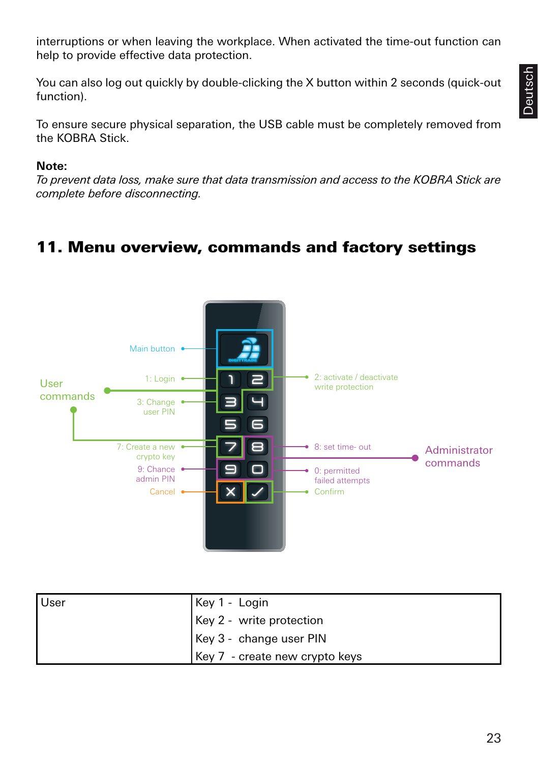interruptions or when leaving the workplace. When activated the time-out function can help to provide effective data protection.

You can also log out quickly by double-clicking the X button within 2 seconds (quick-out function).

To ensure secure physical separation, the USB cable must be completely removed from the KOBRA Stick.

**Note:**
*To prevent data loss, make sure that data transmission and access to the KOBRA Stick are complete before disconnecting.*

## 11. Menu overview, commands and factory settings

User commands

Main button

1: Login

3: Change user PIN

7: Create a new crypto key

9: Chance admin PIN

Cancel

2: activate / deactivate write protection

8: set time- out

0: permitted failed attempts

Confirm

Administrator commands

| User | Key 1 - Login<br>Key 2 - write protection<br>Key 3 - change user PIN<br>Key 7 - create new crypto keys |
|---|---|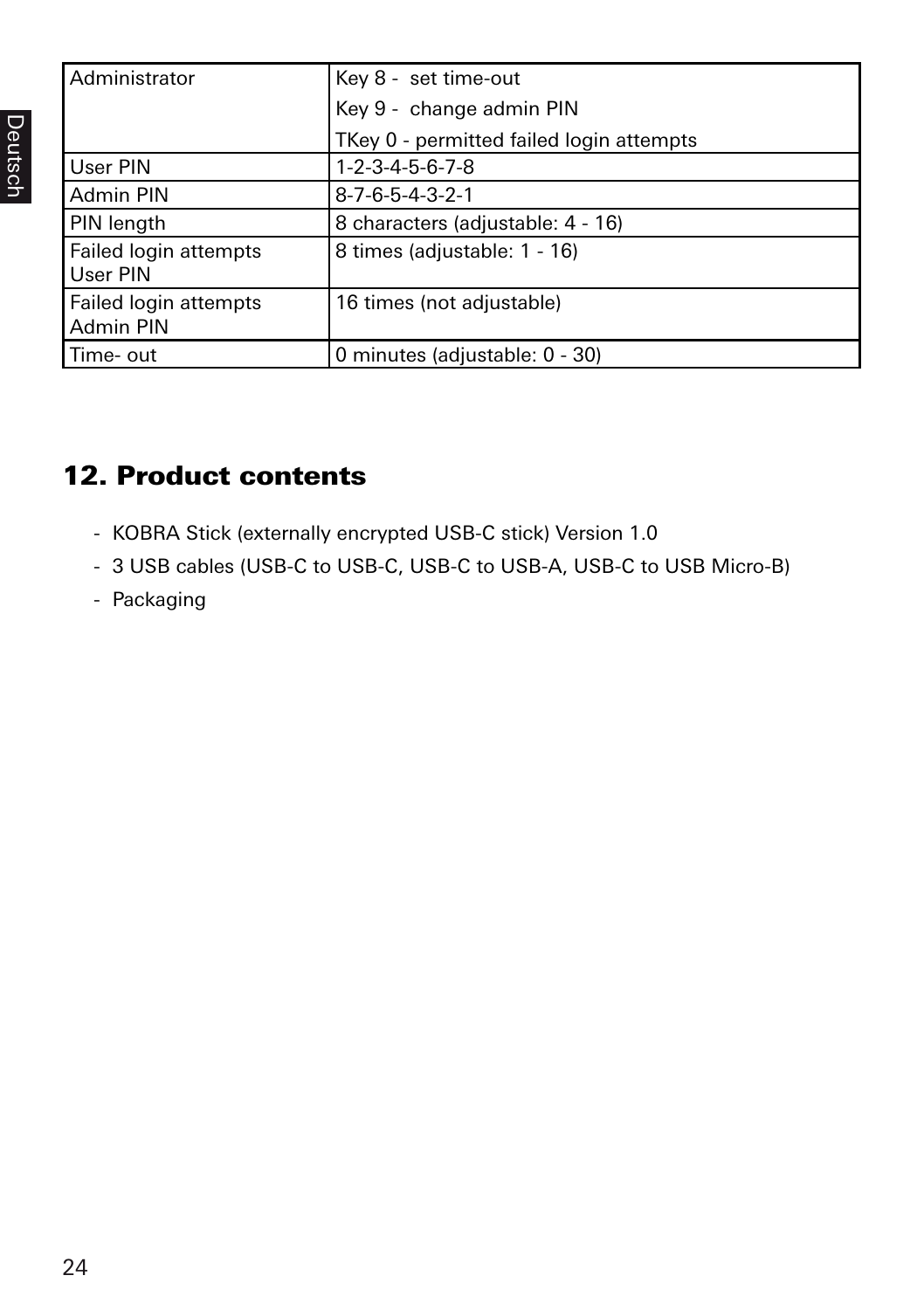| Administrator | Key 8 - set time-out<br>Key 9 - change admin PIN<br>TKey 0 - permitted failed login attempts |
|---|---|
| User PIN | 1-2-3-4-5-6-7-8 |
| Admin PIN | 8-7-6-5-4-3-2-1 |
| PIN length | 8 characters (adjustable: 4 - 16) |
| Failed login attempts User PIN | 8 times (adjustable: 1 - 16) |
| Failed login attempts Admin PIN | 16 times (not adjustable) |
| Time- out | 0 minutes (adjustable: 0 - 30) |

## 12. Product contents

- KOBRA Stick (externally encrypted USB-C stick) Version 1.0
- 3 USB cables (USB-C to USB-C, USB-C to USB-A, USB-C to USB Micro-B)
- Packaging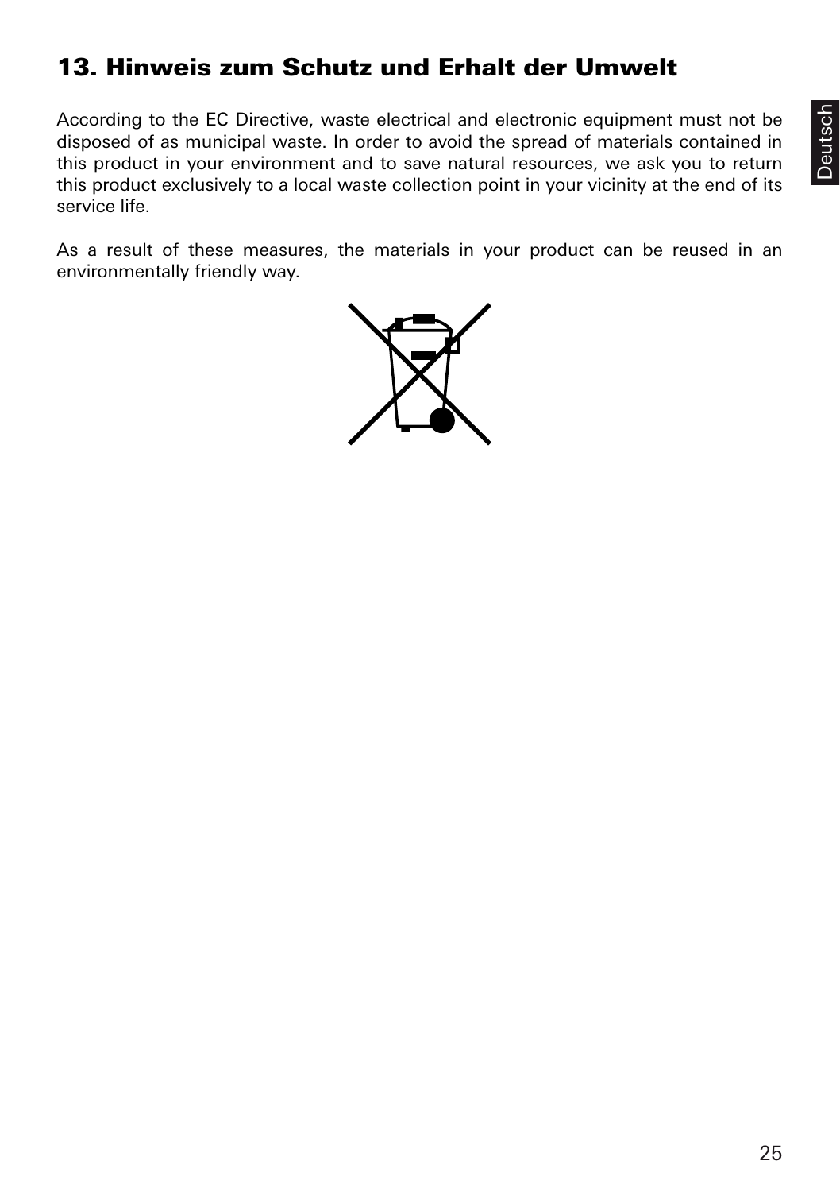## 13. Hinweis zum Schutz und Erhalt der Umwelt

According to the EC Directive, waste electrical and electronic equipment must not be disposed of as municipal waste. In order to avoid the spread of materials contained in this product in your environment and to save natural resources, we ask you to return this product exclusively to a local waste collection point in your vicinity at the end of its service life.

As a result of these measures, the materials in your product can be reused in an environmentally friendly way.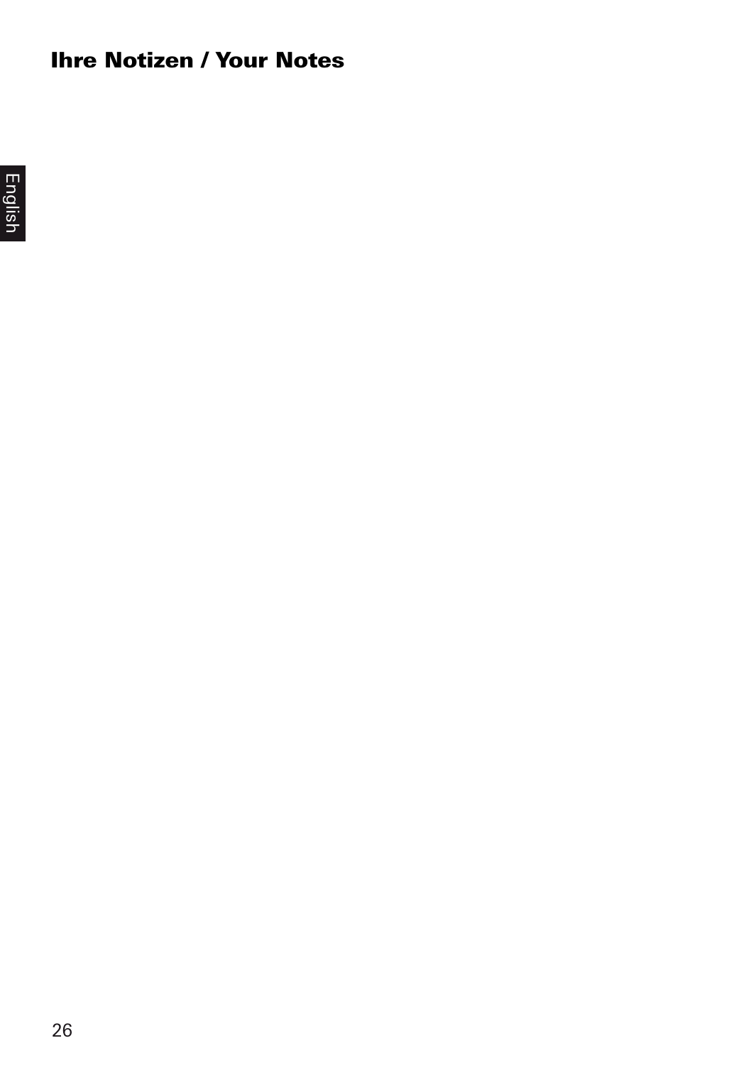## Ihre Notizen / Your Notes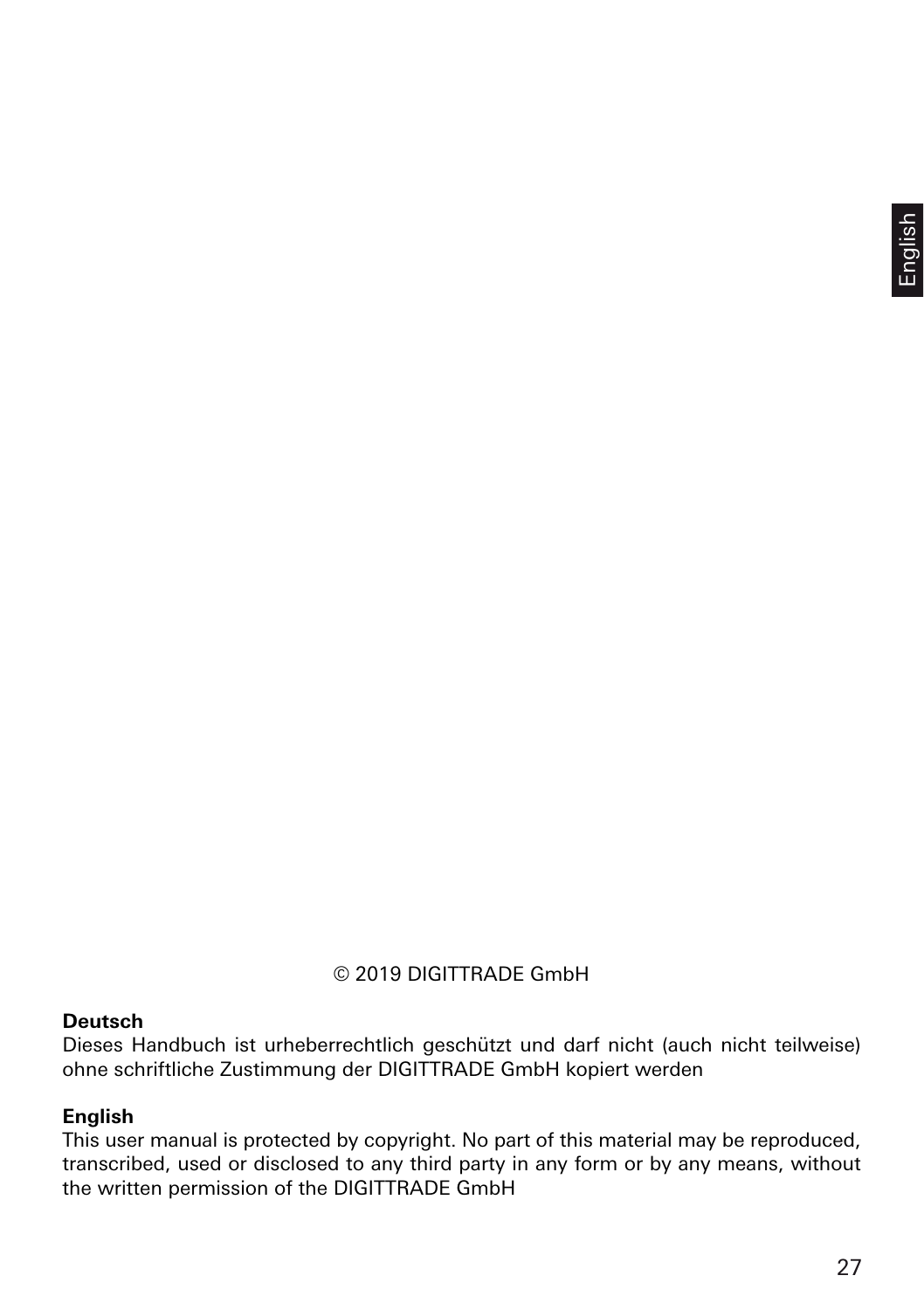© 2019 DIGITTRADE GmbH

**Deutsch**
Dieses Handbuch ist urheberrechtlich geschützt und darf nicht (auch nicht teilweise) ohne schriftliche Zustimmung der DIGITTRADE GmbH kopiert werden

**English**
This user manual is protected by copyright. No part of this material may be reproduced, transcribed, used or disclosed to any third party in any form or by any means, without the written permission of the DIGITTRADE GmbH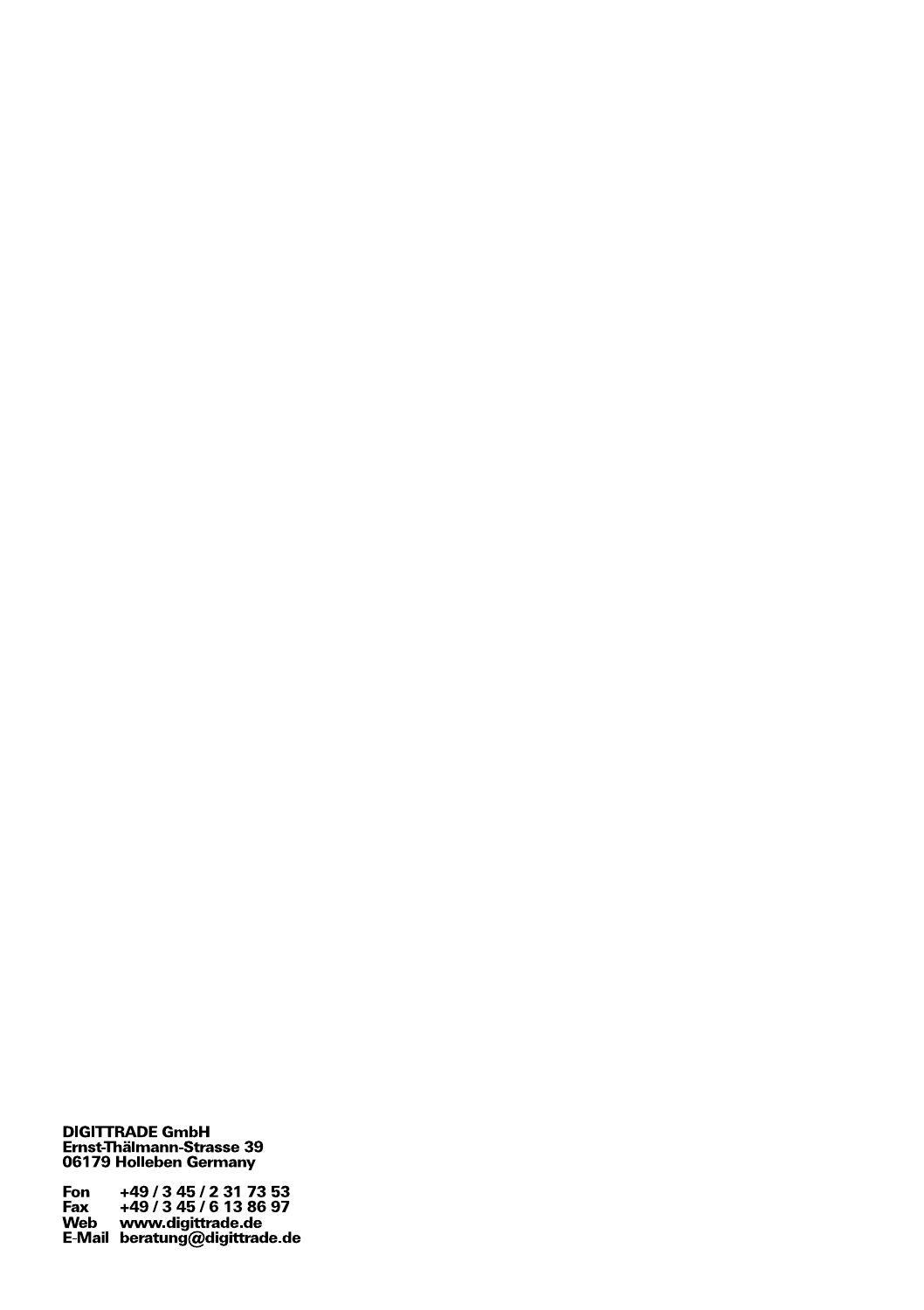**DIGITTRADE GmbH**
**Ernst-Thälmann-Strasse 39**
**06179 Holleben Germany**

| | |
|---|---|
| **Fon** | **+49 / 3 45 / 2 31 73 53** |
| **Fax** | **+49 / 3 45 / 6 13 86 97** |
| **Web** | **www.digittrade.de** |
| **E-Mail** | **beratung@digittrade.de** |